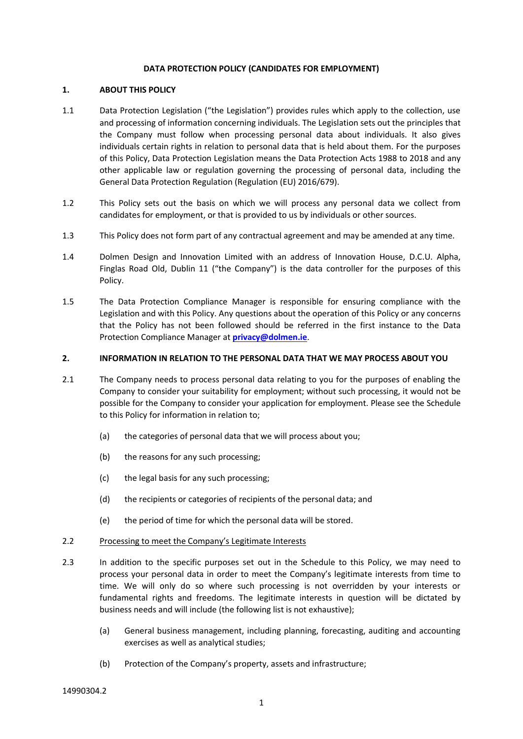# DATA PROTECTION POLICY (CANDIDATES FOR EMPLOYMENT)

## 1. ABOUT THIS POLICY

1.1 Data Protection Legislation ("the Legislation") provides rules which apply to the collection, use and processing of information concerning individuals. The Legislation sets out the principles that the Company must follow when processing personal data about individuals. It also gives individuals certain rights in relation to personal data that is held about them. For the purposes of this Policy, Data Protection Legislation means the Data Protection Acts 1988 to 2018 and any other applicable law or regulation governing the processing of personal data, including the General Data Protection Regulation (Regulation (EU) 2016/679).

1.2 This Policy sets out the basis on which we will process any personal data we collect from candidates for employment, or that is provided to us by individuals or other sources.

1.3 This Policy does not form part of any contractual agreement and may be amended at any time.

1.4 Dolmen Design and Innovation Limited with an address of Innovation House, D.C.U. Alpha, Finglas Road Old, Dublin 11 ("the Company") is the data controller for the purposes of this Policy.

1.5 The Data Protection Compliance Manager is responsible for ensuring compliance with the Legislation and with this Policy. Any questions about the operation of this Policy or any concerns that the Policy has not been followed should be referred in the first instance to the Data Protection Compliance Manager at **privacy@dolmen.ie**.

## 2. INFORMATION IN RELATION TO THE PERSONAL DATA THAT WE MAY PROCESS ABOUT YOU

2.1 The Company needs to process personal data relating to you for the purposes of enabling the Company to consider your suitability for employment; without such processing, it would not be possible for the Company to consider your application for employment. Please see the Schedule to this Policy for information in relation to;

(a) the categories of personal data that we will process about you;

(b) the reasons for any such processing;

(c) the legal basis for any such processing;

(d) the recipients or categories of recipients of the personal data; and

(e) the period of time for which the personal data will be stored.

2.2 Processing to meet the Company's Legitimate Interests

2.3 In addition to the specific purposes set out in the Schedule to this Policy, we may need to process your personal data in order to meet the Company's legitimate interests from time to time. We will only do so where such processing is not overridden by your interests or fundamental rights and freedoms. The legitimate interests in question will be dictated by business needs and will include (the following list is not exhaustive);

(a) General business management, including planning, forecasting, auditing and accounting exercises as well as analytical studies;

(b) Protection of the Company's property, assets and infrastructure;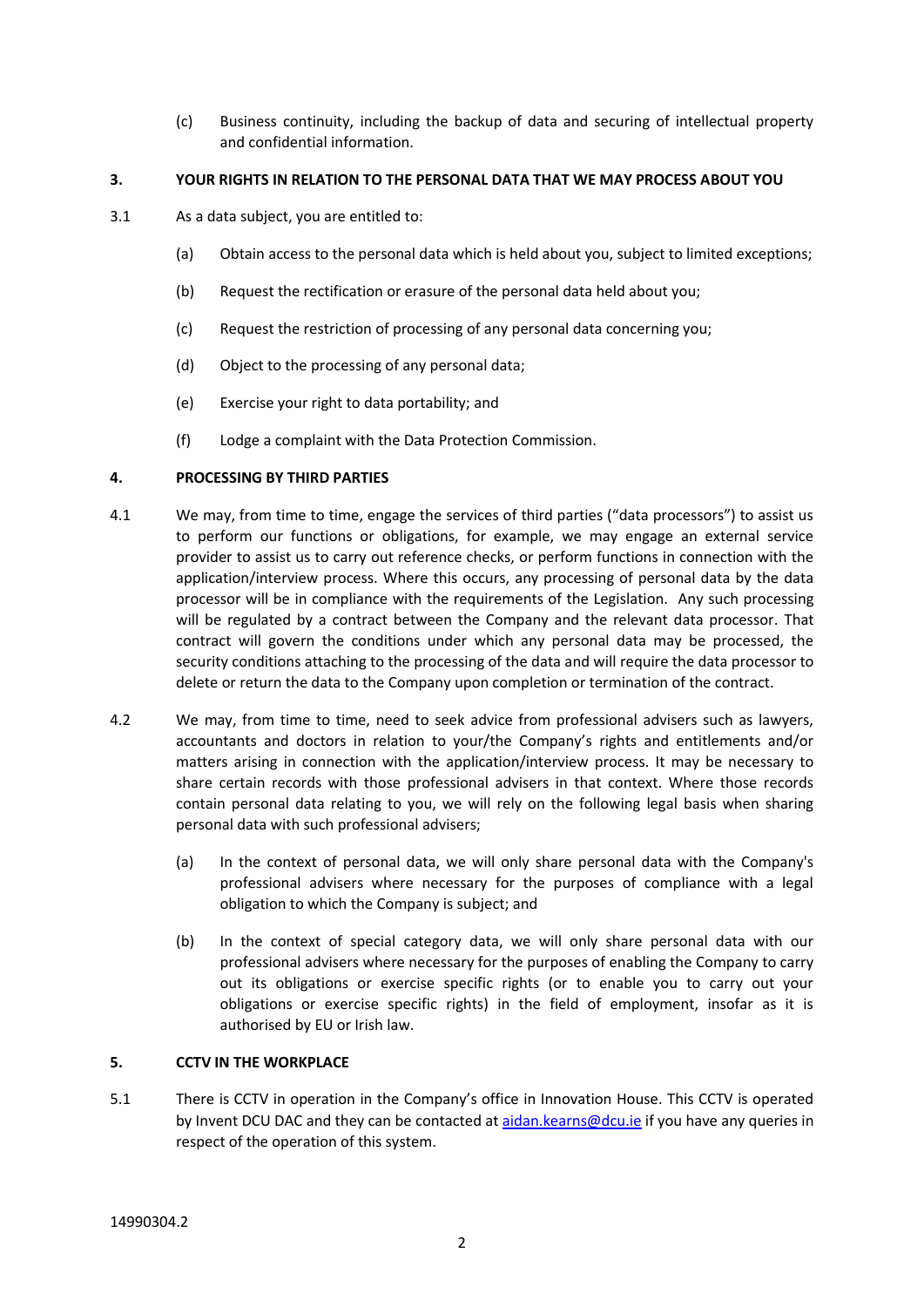(c) Business continuity, including the backup of data and securing of intellectual property and confidential information.

## 3. YOUR RIGHTS IN RELATION TO THE PERSONAL DATA THAT WE MAY PROCESS ABOUT YOU

3.1 As a data subject, you are entitled to:

(a) Obtain access to the personal data which is held about you, subject to limited exceptions;

(b) Request the rectification or erasure of the personal data held about you;

(c) Request the restriction of processing of any personal data concerning you;

(d) Object to the processing of any personal data;

(e) Exercise your right to data portability; and

(f) Lodge a complaint with the Data Protection Commission.

## 4. PROCESSING BY THIRD PARTIES

4.1 We may, from time to time, engage the services of third parties ("data processors") to assist us to perform our functions or obligations, for example, we may engage an external service provider to assist us to carry out reference checks, or perform functions in connection with the application/interview process. Where this occurs, any processing of personal data by the data processor will be in compliance with the requirements of the Legislation. Any such processing will be regulated by a contract between the Company and the relevant data processor. That contract will govern the conditions under which any personal data may be processed, the security conditions attaching to the processing of the data and will require the data processor to delete or return the data to the Company upon completion or termination of the contract.

4.2 We may, from time to time, need to seek advice from professional advisers such as lawyers, accountants and doctors in relation to your/the Company's rights and entitlements and/or matters arising in connection with the application/interview process. It may be necessary to share certain records with those professional advisers in that context. Where those records contain personal data relating to you, we will rely on the following legal basis when sharing personal data with such professional advisers;

(a) In the context of personal data, we will only share personal data with the Company's professional advisers where necessary for the purposes of compliance with a legal obligation to which the Company is subject; and

(b) In the context of special category data, we will only share personal data with our professional advisers where necessary for the purposes of enabling the Company to carry out its obligations or exercise specific rights (or to enable you to carry out your obligations or exercise specific rights) in the field of employment, insofar as it is authorised by EU or Irish law.

## 5. CCTV IN THE WORKPLACE

5.1 There is CCTV in operation in the Company's office in Innovation House. This CCTV is operated by Invent DCU DAC and they can be contacted at aidan.kearns@dcu.ie if you have any queries in respect of the operation of this system.

14990304.2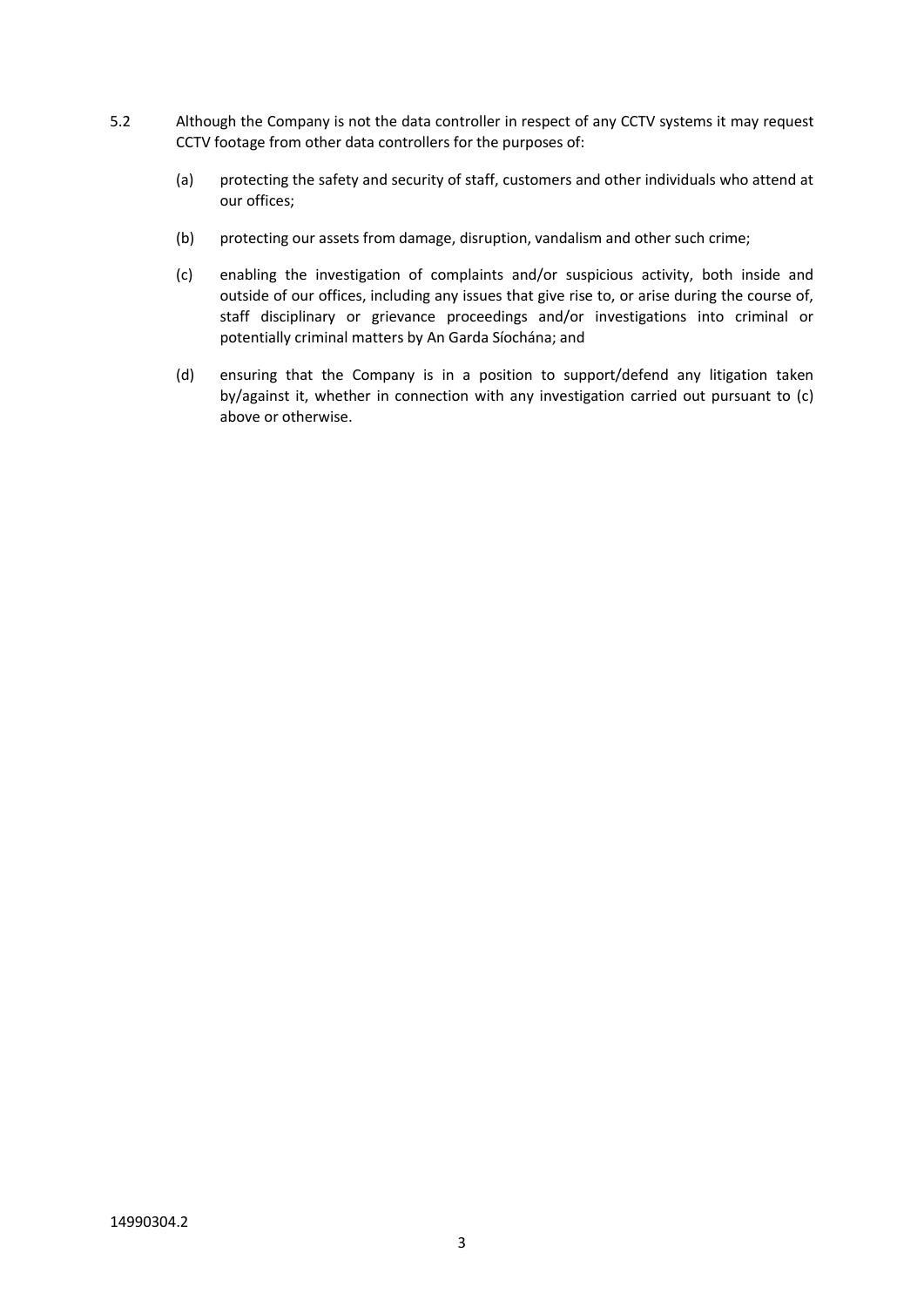5.2 Although the Company is not the data controller in respect of any CCTV systems it may request CCTV footage from other data controllers for the purposes of:

(a) protecting the safety and security of staff, customers and other individuals who attend at our offices;

(b) protecting our assets from damage, disruption, vandalism and other such crime;

(c) enabling the investigation of complaints and/or suspicious activity, both inside and outside of our offices, including any issues that give rise to, or arise during the course of, staff disciplinary or grievance proceedings and/or investigations into criminal or potentially criminal matters by An Garda Síochána; and

(d) ensuring that the Company is in a position to support/defend any litigation taken by/against it, whether in connection with any investigation carried out pursuant to (c) above or otherwise.

14990304.2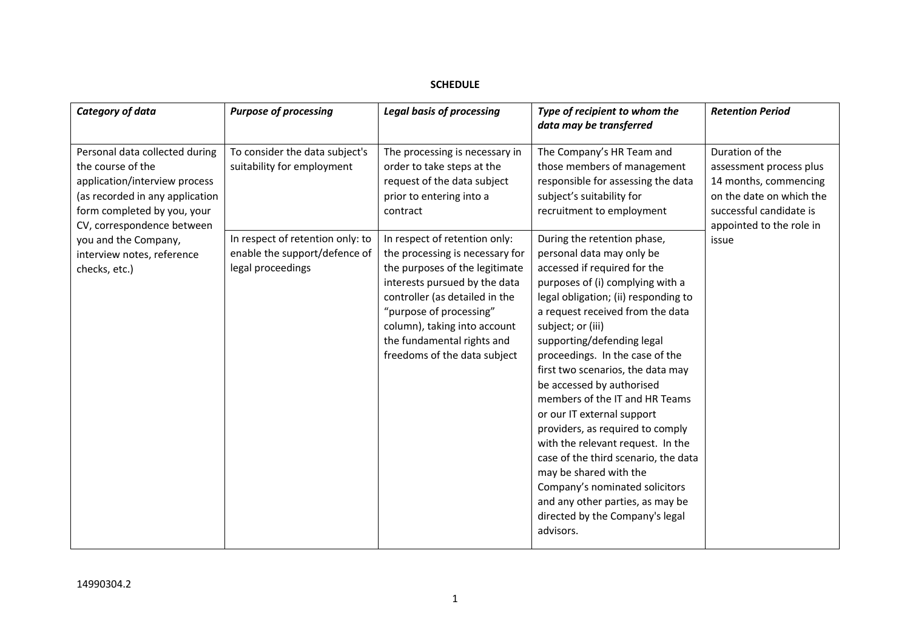**SCHEDULE**

| *Category of data* | *Purpose of processing* | *Legal basis of processing* | *Type of recipient to whom the data may be transferred* | *Retention Period* |
|---|---|---|---|---|
| Personal data collected during the course of the application/interview process (as recorded in any application form completed by you, your CV, correspondence between you and the Company, interview notes, reference checks, etc.) | To consider the data subject's suitability for employment | The processing is necessary in order to take steps at the request of the data subject prior to entering into a contract | The Company's HR Team and those members of management responsible for assessing the data subject's suitability for recruitment to employment | Duration of the assessment process plus 14 months, commencing on the date on which the successful candidate is appointed to the role in issue |
| | In respect of retention only: to enable the support/defence of legal proceedings | In respect of retention only: the processing is necessary for the purposes of the legitimate interests pursued by the data controller (as detailed in the "purpose of processing" column), taking into account the fundamental rights and freedoms of the data subject | During the retention phase, personal data may only be accessed if required for the purposes of (i) complying with a legal obligation; (ii) responding to a request received from the data subject; or (iii) supporting/defending legal proceedings. In the case of the first two scenarios, the data may be accessed by authorised members of the IT and HR Teams or our IT external support providers, as required to comply with the relevant request. In the case of the third scenario, the data may be shared with the Company's nominated solicitors and any other parties, as may be directed by the Company's legal advisors. | |

14990304.2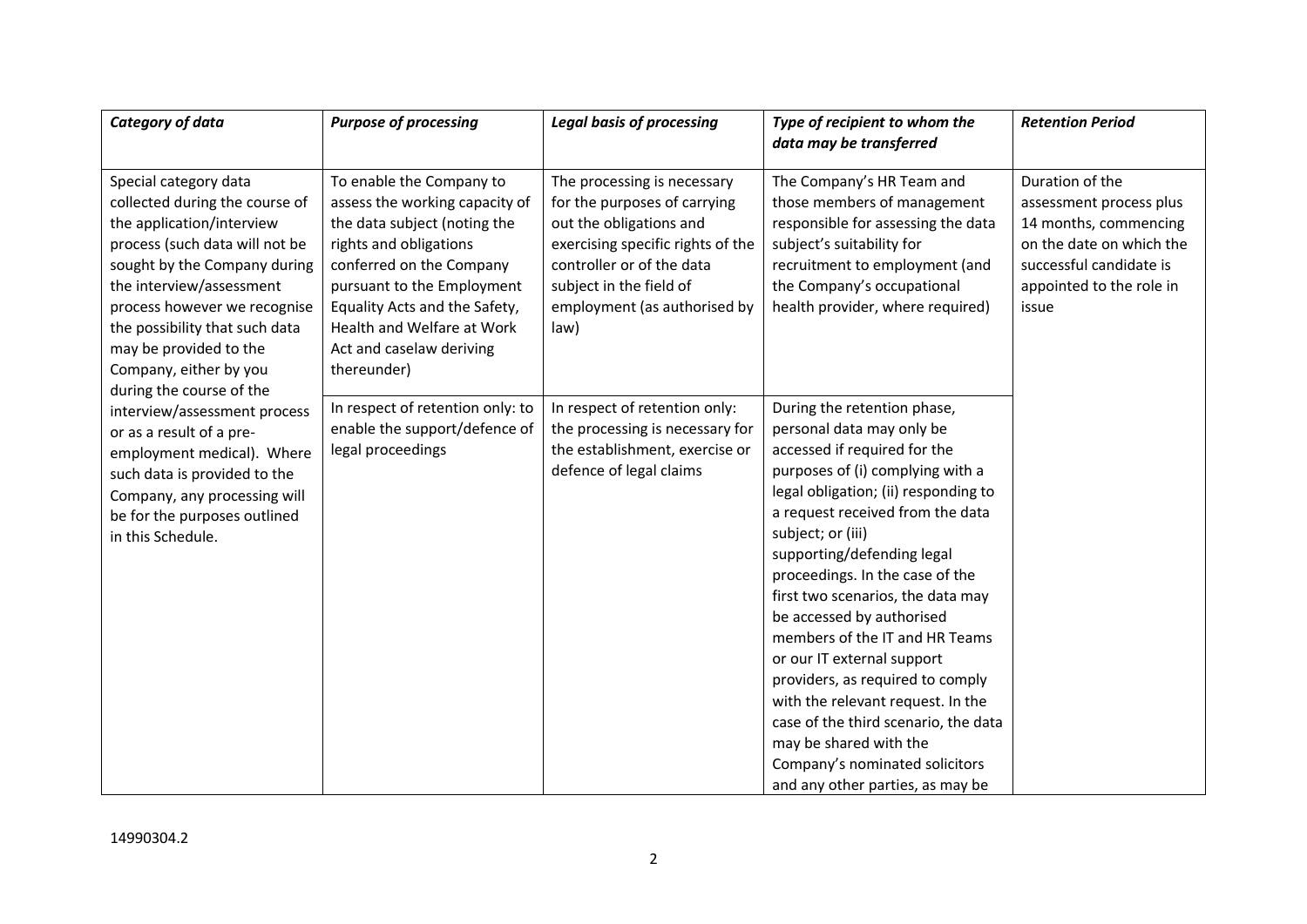| *Category of data* | *Purpose of processing* | *Legal basis of processing* | *Type of recipient to whom the data may be transferred* | *Retention Period* |
|---|---|---|---|---|
| Special category data collected during the course of the application/interview process (such data will not be sought by the Company during the interview/assessment process however we recognise the possibility that such data may be provided to the Company, either by you during the course of the interview/assessment process or as a result of a pre-employment medical). Where such data is provided to the Company, any processing will be for the purposes outlined in this Schedule. | To enable the Company to assess the working capacity of the data subject (noting the rights and obligations conferred on the Company pursuant to the Employment Equality Acts and the Safety, Health and Welfare at Work Act and caselaw deriving thereunder) | The processing is necessary for the purposes of carrying out the obligations and exercising specific rights of the controller or of the data subject in the field of employment (as authorised by law) | The Company's HR Team and those members of management responsible for assessing the data subject's suitability for recruitment to employment (and the Company's occupational health provider, where required) | Duration of the assessment process plus 14 months, commencing on the date on which the successful candidate is appointed to the role in issue |
| | In respect of retention only: to enable the support/defence of legal proceedings | In respect of retention only: the processing is necessary for the establishment, exercise or defence of legal claims | During the retention phase, personal data may only be accessed if required for the purposes of (i) complying with a legal obligation; (ii) responding to a request received from the data subject; or (iii) supporting/defending legal proceedings. In the case of the first two scenarios, the data may be accessed by authorised members of the IT and HR Teams or our IT external support providers, as required to comply with the relevant request. In the case of the third scenario, the data may be shared with the Company's nominated solicitors and any other parties, as may be | |

14990304.2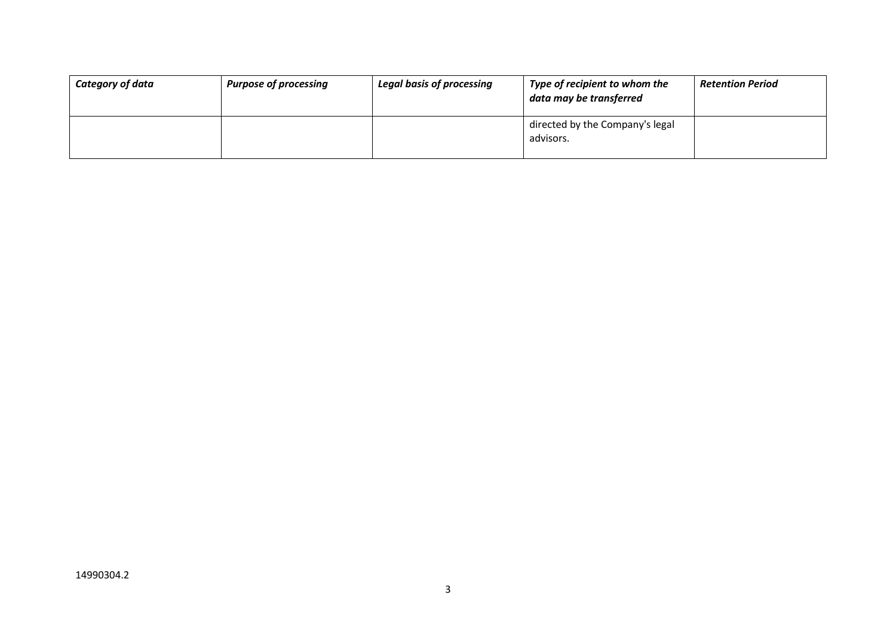| *Category of data* | *Purpose of processing* | *Legal basis of processing* | *Type of recipient to whom the data may be transferred* | *Retention Period* |
|---|---|---|---|---|
| | | | directed by the Company's legal advisors. | |

14990304.2